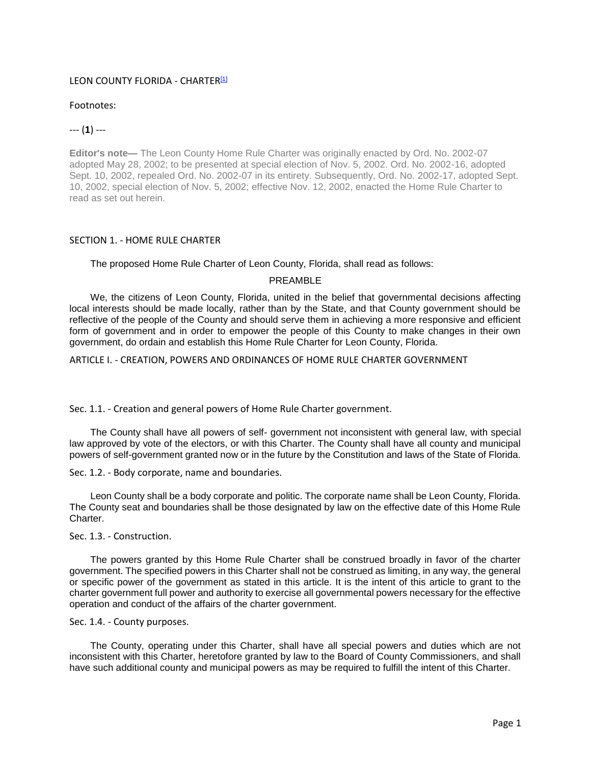# LEON COUNTY FLORIDA - CHARTER[1]

Footnotes:

--- (**1**) ---

**Editor's note—** The Leon County Home Rule Charter was originally enacted by Ord. No. 2002-07 adopted May 28, 2002; to be presented at special election of Nov. 5, 2002. Ord. No. 2002-16, adopted Sept. 10, 2002, repealed Ord. No. 2002-07 in its entirety. Subsequently, Ord. No. 2002-17, adopted Sept. 10, 2002, special election of Nov. 5, 2002; effective Nov. 12, 2002, enacted the Home Rule Charter to read as set out herein.

## SECTION 1. - HOME RULE CHARTER

The proposed Home Rule Charter of Leon County, Florida, shall read as follows:

### PREAMBLE

We, the citizens of Leon County, Florida, united in the belief that governmental decisions affecting local interests should be made locally, rather than by the State, and that County government should be reflective of the people of the County and should serve them in achieving a more responsive and efficient form of government and in order to empower the people of this County to make changes in their own government, do ordain and establish this Home Rule Charter for Leon County, Florida.

## ARTICLE I. - CREATION, POWERS AND ORDINANCES OF HOME RULE CHARTER GOVERNMENT

### Sec. 1.1. - Creation and general powers of Home Rule Charter government.

The County shall have all powers of self- government not inconsistent with general law, with special law approved by vote of the electors, or with this Charter. The County shall have all county and municipal powers of self-government granted now or in the future by the Constitution and laws of the State of Florida.

### Sec. 1.2. - Body corporate, name and boundaries.

Leon County shall be a body corporate and politic. The corporate name shall be Leon County, Florida. The County seat and boundaries shall be those designated by law on the effective date of this Home Rule Charter.

### Sec. 1.3. - Construction.

The powers granted by this Home Rule Charter shall be construed broadly in favor of the charter government. The specified powers in this Charter shall not be construed as limiting, in any way, the general or specific power of the government as stated in this article. It is the intent of this article to grant to the charter government full power and authority to exercise all governmental powers necessary for the effective operation and conduct of the affairs of the charter government.

### Sec. 1.4. - County purposes.

The County, operating under this Charter, shall have all special powers and duties which are not inconsistent with this Charter, heretofore granted by law to the Board of County Commissioners, and shall have such additional county and municipal powers as may be required to fulfill the intent of this Charter.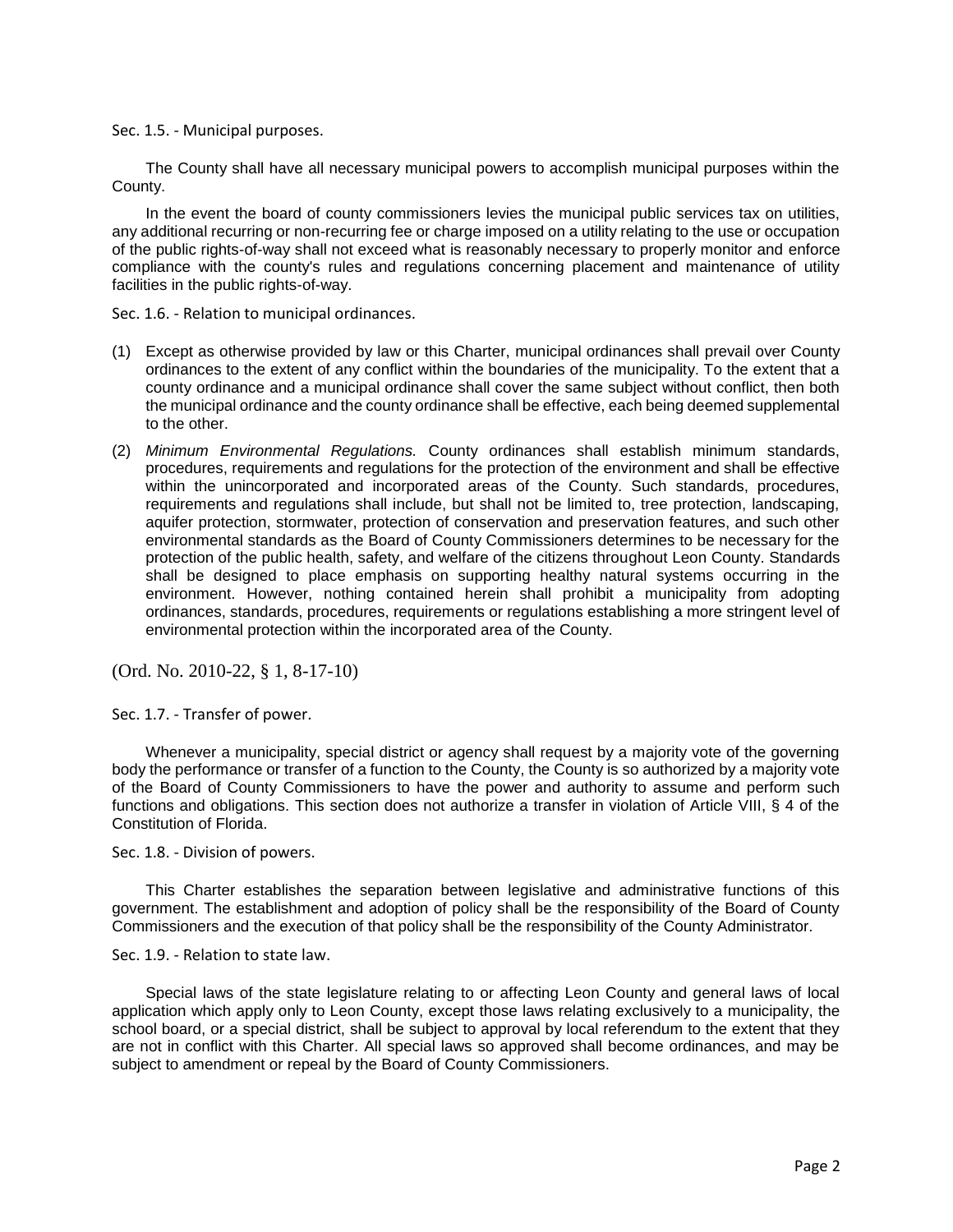### Sec. 1.5. - Municipal purposes.

The County shall have all necessary municipal powers to accomplish municipal purposes within the County.

In the event the board of county commissioners levies the municipal public services tax on utilities, any additional recurring or non-recurring fee or charge imposed on a utility relating to the use or occupation of the public rights-of-way shall not exceed what is reasonably necessary to properly monitor and enforce compliance with the county's rules and regulations concerning placement and maintenance of utility facilities in the public rights-of-way.

### Sec. 1.6. - Relation to municipal ordinances.

(1) Except as otherwise provided by law or this Charter, municipal ordinances shall prevail over County ordinances to the extent of any conflict within the boundaries of the municipality. To the extent that a county ordinance and a municipal ordinance shall cover the same subject without conflict, then both the municipal ordinance and the county ordinance shall be effective, each being deemed supplemental to the other.

(2) *Minimum Environmental Regulations.* County ordinances shall establish minimum standards, procedures, requirements and regulations for the protection of the environment and shall be effective within the unincorporated and incorporated areas of the County. Such standards, procedures, requirements and regulations shall include, but shall not be limited to, tree protection, landscaping, aquifer protection, stormwater, protection of conservation and preservation features, and such other environmental standards as the Board of County Commissioners determines to be necessary for the protection of the public health, safety, and welfare of the citizens throughout Leon County. Standards shall be designed to place emphasis on supporting healthy natural systems occurring in the environment. However, nothing contained herein shall prohibit a municipality from adopting ordinances, standards, procedures, requirements or regulations establishing a more stringent level of environmental protection within the incorporated area of the County.

(Ord. No. 2010-22, § 1, 8-17-10)

### Sec. 1.7. - Transfer of power.

Whenever a municipality, special district or agency shall request by a majority vote of the governing body the performance or transfer of a function to the County, the County is so authorized by a majority vote of the Board of County Commissioners to have the power and authority to assume and perform such functions and obligations. This section does not authorize a transfer in violation of Article VIII, § 4 of the Constitution of Florida.

### Sec. 1.8. - Division of powers.

This Charter establishes the separation between legislative and administrative functions of this government. The establishment and adoption of policy shall be the responsibility of the Board of County Commissioners and the execution of that policy shall be the responsibility of the County Administrator.

### Sec. 1.9. - Relation to state law.

Special laws of the state legislature relating to or affecting Leon County and general laws of local application which apply only to Leon County, except those laws relating exclusively to a municipality, the school board, or a special district, shall be subject to approval by local referendum to the extent that they are not in conflict with this Charter. All special laws so approved shall become ordinances, and may be subject to amendment or repeal by the Board of County Commissioners.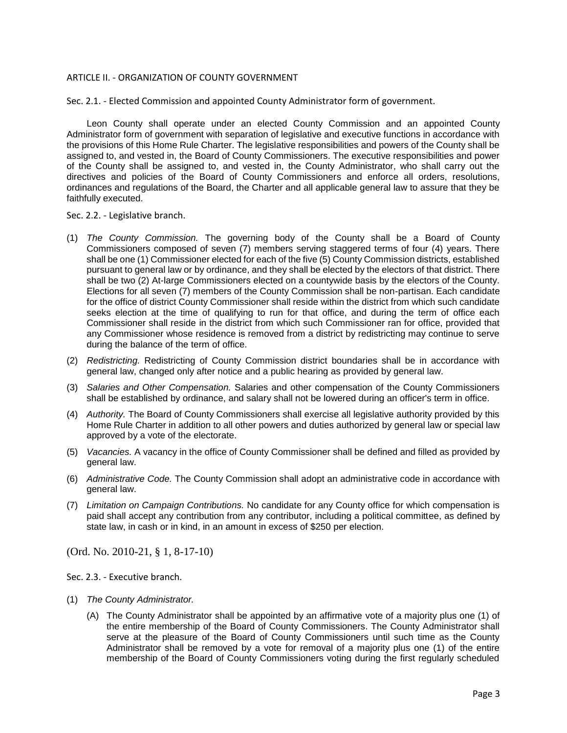## ARTICLE II. - ORGANIZATION OF COUNTY GOVERNMENT

### Sec. 2.1. - Elected Commission and appointed County Administrator form of government.

Leon County shall operate under an elected County Commission and an appointed County Administrator form of government with separation of legislative and executive functions in accordance with the provisions of this Home Rule Charter. The legislative responsibilities and powers of the County shall be assigned to, and vested in, the Board of County Commissioners. The executive responsibilities and power of the County shall be assigned to, and vested in, the County Administrator, who shall carry out the directives and policies of the Board of County Commissioners and enforce all orders, resolutions, ordinances and regulations of the Board, the Charter and all applicable general law to assure that they be faithfully executed.

### Sec. 2.2. - Legislative branch.

(1) *The County Commission.* The governing body of the County shall be a Board of County Commissioners composed of seven (7) members serving staggered terms of four (4) years. There shall be one (1) Commissioner elected for each of the five (5) County Commission districts, established pursuant to general law or by ordinance, and they shall be elected by the electors of that district. There shall be two (2) At-large Commissioners elected on a countywide basis by the electors of the County. Elections for all seven (7) members of the County Commission shall be non-partisan. Each candidate for the office of district County Commissioner shall reside within the district from which such candidate seeks election at the time of qualifying to run for that office, and during the term of office each Commissioner shall reside in the district from which such Commissioner ran for office, provided that any Commissioner whose residence is removed from a district by redistricting may continue to serve during the balance of the term of office.

(2) *Redistricting.* Redistricting of County Commission district boundaries shall be in accordance with general law, changed only after notice and a public hearing as provided by general law.

(3) *Salaries and Other Compensation.* Salaries and other compensation of the County Commissioners shall be established by ordinance, and salary shall not be lowered during an officer's term in office.

(4) *Authority.* The Board of County Commissioners shall exercise all legislative authority provided by this Home Rule Charter in addition to all other powers and duties authorized by general law or special law approved by a vote of the electorate.

(5) *Vacancies.* A vacancy in the office of County Commissioner shall be defined and filled as provided by general law.

(6) *Administrative Code.* The County Commission shall adopt an administrative code in accordance with general law.

(7) *Limitation on Campaign Contributions.* No candidate for any County office for which compensation is paid shall accept any contribution from any contributor, including a political committee, as defined by state law, in cash or in kind, in an amount in excess of $250 per election.

(Ord. No. 2010-21, § 1, 8-17-10)

### Sec. 2.3. - Executive branch.

(1) *The County Administrator.*

(A) The County Administrator shall be appointed by an affirmative vote of a majority plus one (1) of the entire membership of the Board of County Commissioners. The County Administrator shall serve at the pleasure of the Board of County Commissioners until such time as the County Administrator shall be removed by a vote for removal of a majority plus one (1) of the entire membership of the Board of County Commissioners voting during the first regularly scheduled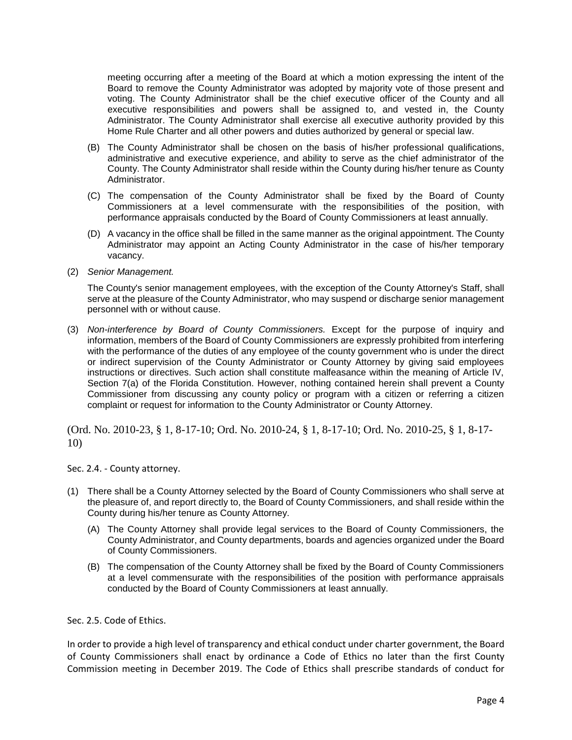meeting occurring after a meeting of the Board at which a motion expressing the intent of the Board to remove the County Administrator was adopted by majority vote of those present and voting. The County Administrator shall be the chief executive officer of the County and all executive responsibilities and powers shall be assigned to, and vested in, the County Administrator. The County Administrator shall exercise all executive authority provided by this Home Rule Charter and all other powers and duties authorized by general or special law.

(B) The County Administrator shall be chosen on the basis of his/her professional qualifications, administrative and executive experience, and ability to serve as the chief administrator of the County. The County Administrator shall reside within the County during his/her tenure as County Administrator.

(C) The compensation of the County Administrator shall be fixed by the Board of County Commissioners at a level commensurate with the responsibilities of the position, with performance appraisals conducted by the Board of County Commissioners at least annually.

(D) A vacancy in the office shall be filled in the same manner as the original appointment. The County Administrator may appoint an Acting County Administrator in the case of his/her temporary vacancy.

(2) *Senior Management.*

The County's senior management employees, with the exception of the County Attorney's Staff, shall serve at the pleasure of the County Administrator, who may suspend or discharge senior management personnel with or without cause.

(3) *Non-interference by Board of County Commissioners.* Except for the purpose of inquiry and information, members of the Board of County Commissioners are expressly prohibited from interfering with the performance of the duties of any employee of the county government who is under the direct or indirect supervision of the County Administrator or County Attorney by giving said employees instructions or directives. Such action shall constitute malfeasance within the meaning of Article IV, Section 7(a) of the Florida Constitution. However, nothing contained herein shall prevent a County Commissioner from discussing any county policy or program with a citizen or referring a citizen complaint or request for information to the County Administrator or County Attorney.

(Ord. No. 2010-23, § 1, 8-17-10; Ord. No. 2010-24, § 1, 8-17-10; Ord. No. 2010-25, § 1, 8-17-10)

Sec. 2.4. - County attorney.

(1) There shall be a County Attorney selected by the Board of County Commissioners who shall serve at the pleasure of, and report directly to, the Board of County Commissioners, and shall reside within the County during his/her tenure as County Attorney.

(A) The County Attorney shall provide legal services to the Board of County Commissioners, the County Administrator, and County departments, boards and agencies organized under the Board of County Commissioners.

(B) The compensation of the County Attorney shall be fixed by the Board of County Commissioners at a level commensurate with the responsibilities of the position with performance appraisals conducted by the Board of County Commissioners at least annually.

Sec. 2.5. Code of Ethics.

In order to provide a high level of transparency and ethical conduct under charter government, the Board of County Commissioners shall enact by ordinance a Code of Ethics no later than the first County Commission meeting in December 2019. The Code of Ethics shall prescribe standards of conduct for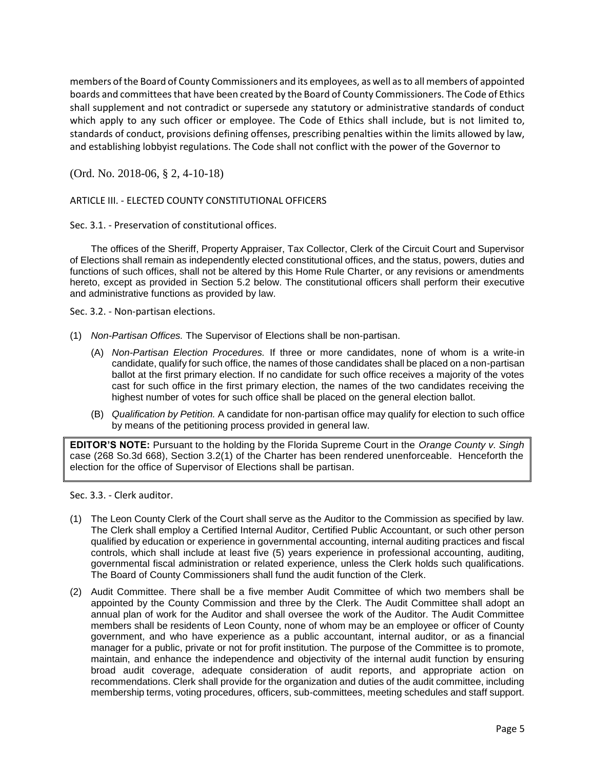members of the Board of County Commissioners and its employees, as well as to all members of appointed boards and committees that have been created by the Board of County Commissioners. The Code of Ethics shall supplement and not contradict or supersede any statutory or administrative standards of conduct which apply to any such officer or employee. The Code of Ethics shall include, but is not limited to, standards of conduct, provisions defining offenses, prescribing penalties within the limits allowed by law, and establishing lobbyist regulations. The Code shall not conflict with the power of the Governor to

(Ord. No. 2018-06, § 2, 4-10-18)

## ARTICLE III. - ELECTED COUNTY CONSTITUTIONAL OFFICERS

### Sec. 3.1. - Preservation of constitutional offices.

The offices of the Sheriff, Property Appraiser, Tax Collector, Clerk of the Circuit Court and Supervisor of Elections shall remain as independently elected constitutional offices, and the status, powers, duties and functions of such offices, shall not be altered by this Home Rule Charter, or any revisions or amendments hereto, except as provided in Section 5.2 below. The constitutional officers shall perform their executive and administrative functions as provided by law.

### Sec. 3.2. - Non-partisan elections.

(1) *Non-Partisan Offices.* The Supervisor of Elections shall be non-partisan.

(A) *Non-Partisan Election Procedures.* If three or more candidates, none of whom is a write-in candidate, qualify for such office, the names of those candidates shall be placed on a non-partisan ballot at the first primary election. If no candidate for such office receives a majority of the votes cast for such office in the first primary election, the names of the two candidates receiving the highest number of votes for such office shall be placed on the general election ballot.

(B) *Qualification by Petition.* A candidate for non-partisan office may qualify for election to such office by means of the petitioning process provided in general law.

**EDITOR'S NOTE:** Pursuant to the holding by the Florida Supreme Court in the *Orange County v. Singh* case (268 So.3d 668), Section 3.2(1) of the Charter has been rendered unenforceable. Henceforth the election for the office of Supervisor of Elections shall be partisan.

### Sec. 3.3. - Clerk auditor.

(1) The Leon County Clerk of the Court shall serve as the Auditor to the Commission as specified by law. The Clerk shall employ a Certified Internal Auditor, Certified Public Accountant, or such other person qualified by education or experience in governmental accounting, internal auditing practices and fiscal controls, which shall include at least five (5) years experience in professional accounting, auditing, governmental fiscal administration or related experience, unless the Clerk holds such qualifications. The Board of County Commissioners shall fund the audit function of the Clerk.

(2) Audit Committee. There shall be a five member Audit Committee of which two members shall be appointed by the County Commission and three by the Clerk. The Audit Committee shall adopt an annual plan of work for the Auditor and shall oversee the work of the Auditor. The Audit Committee members shall be residents of Leon County, none of whom may be an employee or officer of County government, and who have experience as a public accountant, internal auditor, or as a financial manager for a public, private or not for profit institution. The purpose of the Committee is to promote, maintain, and enhance the independence and objectivity of the internal audit function by ensuring broad audit coverage, adequate consideration of audit reports, and appropriate action on recommendations. Clerk shall provide for the organization and duties of the audit committee, including membership terms, voting procedures, officers, sub-committees, meeting schedules and staff support.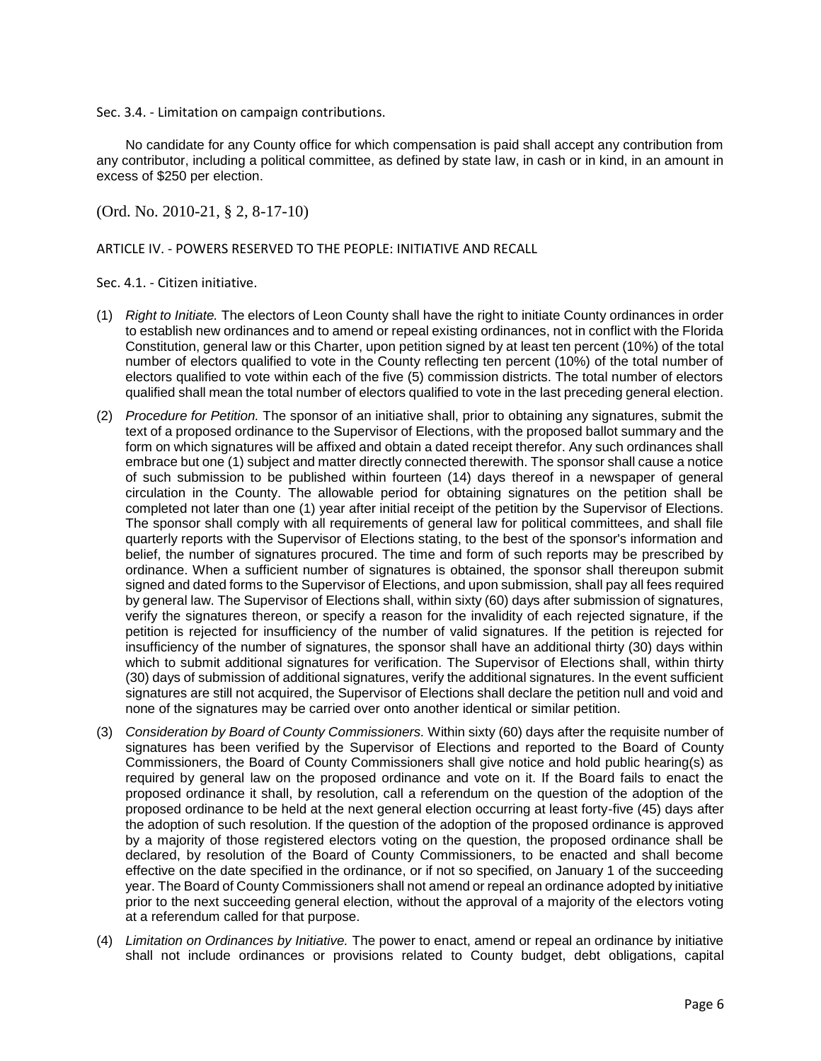### Sec. 3.4. - Limitation on campaign contributions.

No candidate for any County office for which compensation is paid shall accept any contribution from any contributor, including a political committee, as defined by state law, in cash or in kind, in an amount in excess of $250 per election.

(Ord. No. 2010-21, § 2, 8-17-10)

## ARTICLE IV. - POWERS RESERVED TO THE PEOPLE: INITIATIVE AND RECALL

### Sec. 4.1. - Citizen initiative.

(1) *Right to Initiate.* The electors of Leon County shall have the right to initiate County ordinances in order to establish new ordinances and to amend or repeal existing ordinances, not in conflict with the Florida Constitution, general law or this Charter, upon petition signed by at least ten percent (10%) of the total number of electors qualified to vote in the County reflecting ten percent (10%) of the total number of electors qualified to vote within each of the five (5) commission districts. The total number of electors qualified shall mean the total number of electors qualified to vote in the last preceding general election.

(2) *Procedure for Petition.* The sponsor of an initiative shall, prior to obtaining any signatures, submit the text of a proposed ordinance to the Supervisor of Elections, with the proposed ballot summary and the form on which signatures will be affixed and obtain a dated receipt therefor. Any such ordinances shall embrace but one (1) subject and matter directly connected therewith. The sponsor shall cause a notice of such submission to be published within fourteen (14) days thereof in a newspaper of general circulation in the County. The allowable period for obtaining signatures on the petition shall be completed not later than one (1) year after initial receipt of the petition by the Supervisor of Elections. The sponsor shall comply with all requirements of general law for political committees, and shall file quarterly reports with the Supervisor of Elections stating, to the best of the sponsor's information and belief, the number of signatures procured. The time and form of such reports may be prescribed by ordinance. When a sufficient number of signatures is obtained, the sponsor shall thereupon submit signed and dated forms to the Supervisor of Elections, and upon submission, shall pay all fees required by general law. The Supervisor of Elections shall, within sixty (60) days after submission of signatures, verify the signatures thereon, or specify a reason for the invalidity of each rejected signature, if the petition is rejected for insufficiency of the number of valid signatures. If the petition is rejected for insufficiency of the number of signatures, the sponsor shall have an additional thirty (30) days within which to submit additional signatures for verification. The Supervisor of Elections shall, within thirty (30) days of submission of additional signatures, verify the additional signatures. In the event sufficient signatures are still not acquired, the Supervisor of Elections shall declare the petition null and void and none of the signatures may be carried over onto another identical or similar petition.

(3) *Consideration by Board of County Commissioners.* Within sixty (60) days after the requisite number of signatures has been verified by the Supervisor of Elections and reported to the Board of County Commissioners, the Board of County Commissioners shall give notice and hold public hearing(s) as required by general law on the proposed ordinance and vote on it. If the Board fails to enact the proposed ordinance it shall, by resolution, call a referendum on the question of the adoption of the proposed ordinance to be held at the next general election occurring at least forty-five (45) days after the adoption of such resolution. If the question of the adoption of the proposed ordinance is approved by a majority of those registered electors voting on the question, the proposed ordinance shall be declared, by resolution of the Board of County Commissioners, to be enacted and shall become effective on the date specified in the ordinance, or if not so specified, on January 1 of the succeeding year. The Board of County Commissioners shall not amend or repeal an ordinance adopted by initiative prior to the next succeeding general election, without the approval of a majority of the electors voting at a referendum called for that purpose.

(4) *Limitation on Ordinances by Initiative.* The power to enact, amend or repeal an ordinance by initiative shall not include ordinances or provisions related to County budget, debt obligations, capital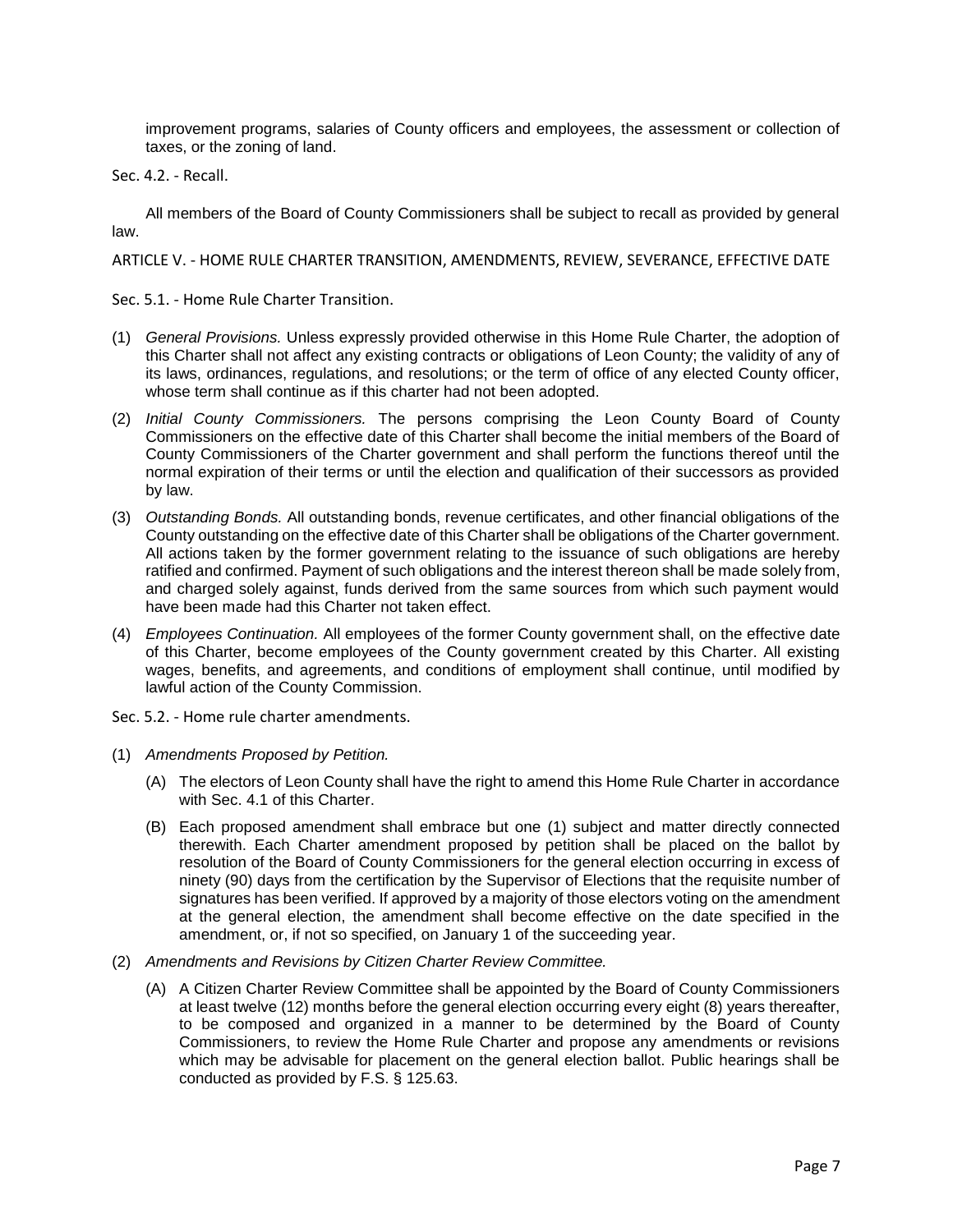improvement programs, salaries of County officers and employees, the assessment or collection of taxes, or the zoning of land.

### Sec. 4.2. - Recall.

All members of the Board of County Commissioners shall be subject to recall as provided by general law.

## ARTICLE V. - HOME RULE CHARTER TRANSITION, AMENDMENTS, REVIEW, SEVERANCE, EFFECTIVE DATE

### Sec. 5.1. - Home Rule Charter Transition.

(1) *General Provisions.* Unless expressly provided otherwise in this Home Rule Charter, the adoption of this Charter shall not affect any existing contracts or obligations of Leon County; the validity of any of its laws, ordinances, regulations, and resolutions; or the term of office of any elected County officer, whose term shall continue as if this charter had not been adopted.

(2) *Initial County Commissioners.* The persons comprising the Leon County Board of County Commissioners on the effective date of this Charter shall become the initial members of the Board of County Commissioners of the Charter government and shall perform the functions thereof until the normal expiration of their terms or until the election and qualification of their successors as provided by law.

(3) *Outstanding Bonds.* All outstanding bonds, revenue certificates, and other financial obligations of the County outstanding on the effective date of this Charter shall be obligations of the Charter government. All actions taken by the former government relating to the issuance of such obligations are hereby ratified and confirmed. Payment of such obligations and the interest thereon shall be made solely from, and charged solely against, funds derived from the same sources from which such payment would have been made had this Charter not taken effect.

(4) *Employees Continuation.* All employees of the former County government shall, on the effective date of this Charter, become employees of the County government created by this Charter. All existing wages, benefits, and agreements, and conditions of employment shall continue, until modified by lawful action of the County Commission.

### Sec. 5.2. - Home rule charter amendments.

(1) *Amendments Proposed by Petition.*

   (A) The electors of Leon County shall have the right to amend this Home Rule Charter in accordance with Sec. 4.1 of this Charter.

   (B) Each proposed amendment shall embrace but one (1) subject and matter directly connected therewith. Each Charter amendment proposed by petition shall be placed on the ballot by resolution of the Board of County Commissioners for the general election occurring in excess of ninety (90) days from the certification by the Supervisor of Elections that the requisite number of signatures has been verified. If approved by a majority of those electors voting on the amendment at the general election, the amendment shall become effective on the date specified in the amendment, or, if not so specified, on January 1 of the succeeding year.

(2) *Amendments and Revisions by Citizen Charter Review Committee.*

   (A) A Citizen Charter Review Committee shall be appointed by the Board of County Commissioners at least twelve (12) months before the general election occurring every eight (8) years thereafter, to be composed and organized in a manner to be determined by the Board of County Commissioners, to review the Home Rule Charter and propose any amendments or revisions which may be advisable for placement on the general election ballot. Public hearings shall be conducted as provided by F.S. § 125.63.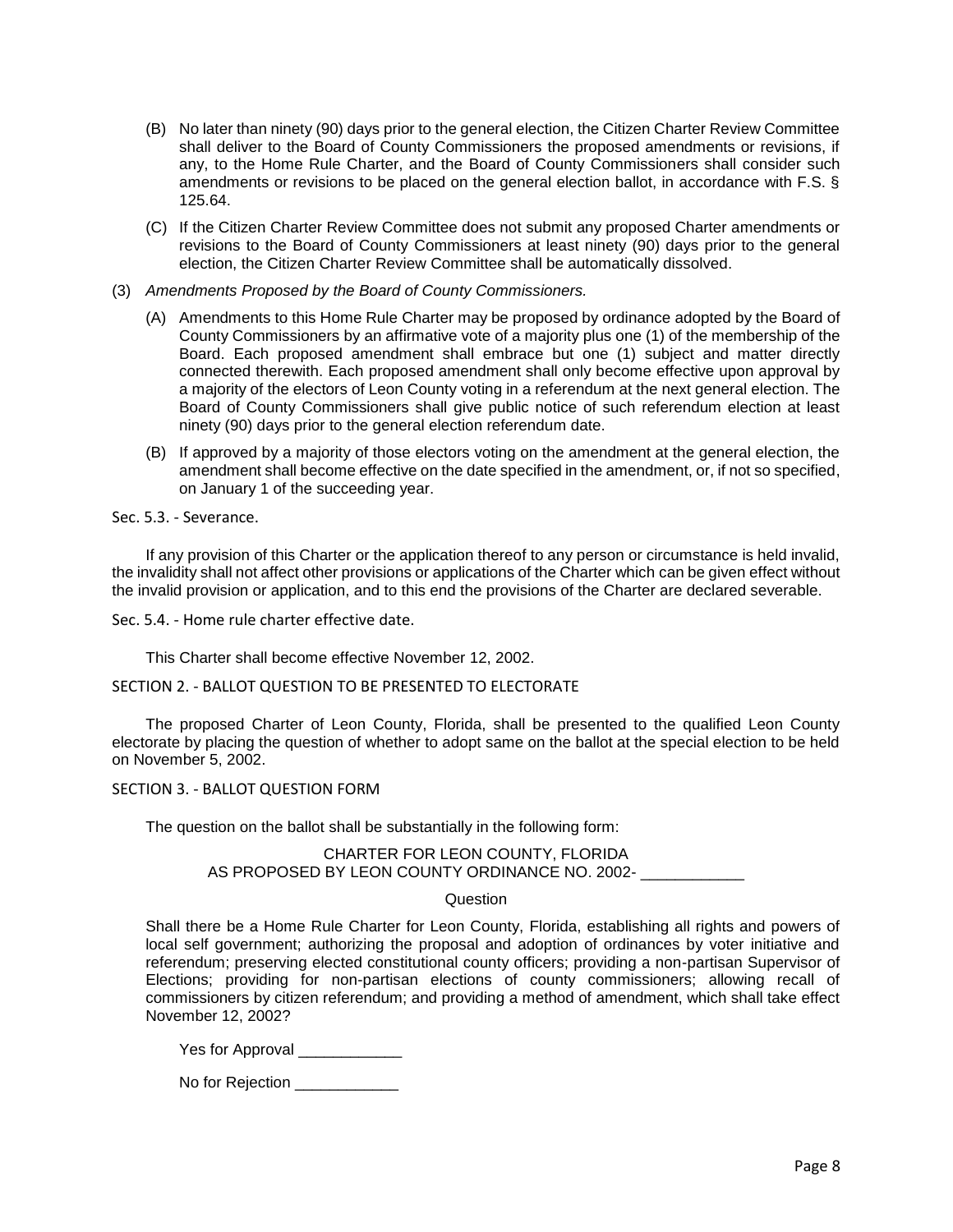(B) No later than ninety (90) days prior to the general election, the Citizen Charter Review Committee shall deliver to the Board of County Commissioners the proposed amendments or revisions, if any, to the Home Rule Charter, and the Board of County Commissioners shall consider such amendments or revisions to be placed on the general election ballot, in accordance with F.S. § 125.64.

(C) If the Citizen Charter Review Committee does not submit any proposed Charter amendments or revisions to the Board of County Commissioners at least ninety (90) days prior to the general election, the Citizen Charter Review Committee shall be automatically dissolved.

(3) *Amendments Proposed by the Board of County Commissioners.*

(A) Amendments to this Home Rule Charter may be proposed by ordinance adopted by the Board of County Commissioners by an affirmative vote of a majority plus one (1) of the membership of the Board. Each proposed amendment shall embrace but one (1) subject and matter directly connected therewith. Each proposed amendment shall only become effective upon approval by a majority of the electors of Leon County voting in a referendum at the next general election. The Board of County Commissioners shall give public notice of such referendum election at least ninety (90) days prior to the general election referendum date.

(B) If approved by a majority of those electors voting on the amendment at the general election, the amendment shall become effective on the date specified in the amendment, or, if not so specified, on January 1 of the succeeding year.

Sec. 5.3. - Severance.

If any provision of this Charter or the application thereof to any person or circumstance is held invalid, the invalidity shall not affect other provisions or applications of the Charter which can be given effect without the invalid provision or application, and to this end the provisions of the Charter are declared severable.

Sec. 5.4. - Home rule charter effective date.

This Charter shall become effective November 12, 2002.

SECTION 2. - BALLOT QUESTION TO BE PRESENTED TO ELECTORATE

The proposed Charter of Leon County, Florida, shall be presented to the qualified Leon County electorate by placing the question of whether to adopt same on the ballot at the special election to be held on November 5, 2002.

SECTION 3. - BALLOT QUESTION FORM

The question on the ballot shall be substantially in the following form:

CHARTER FOR LEON COUNTY, FLORIDA
AS PROPOSED BY LEON COUNTY ORDINANCE NO. 2002- ____________

Question

Shall there be a Home Rule Charter for Leon County, Florida, establishing all rights and powers of local self government; authorizing the proposal and adoption of ordinances by voter initiative and referendum; preserving elected constitutional county officers; providing a non-partisan Supervisor of Elections; providing for non-partisan elections of county commissioners; allowing recall of commissioners by citizen referendum; and providing a method of amendment, which shall take effect November 12, 2002?

Yes for Approval ____________

No for Rejection ____________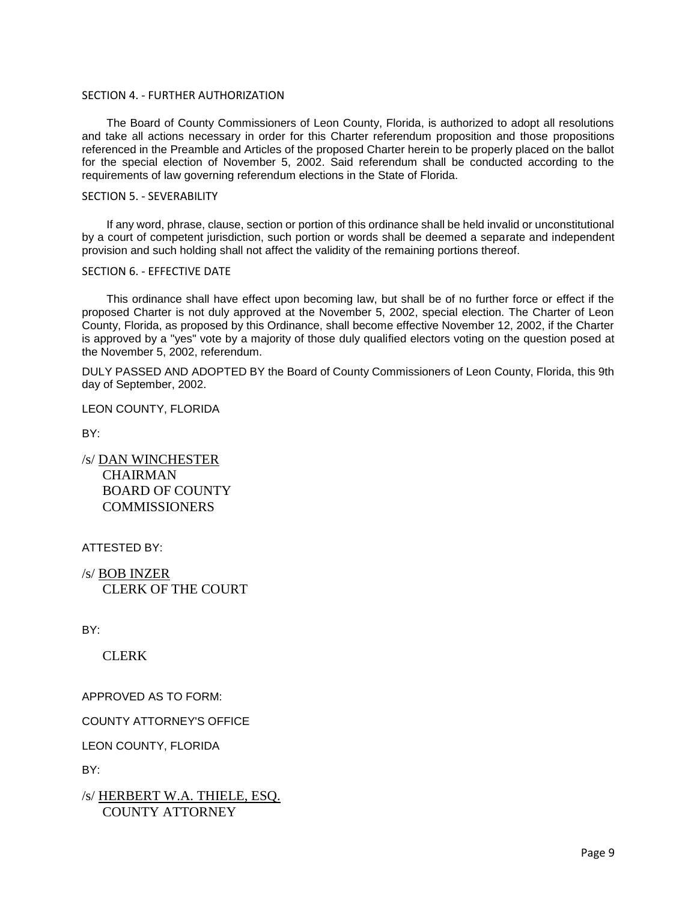SECTION 4. - FURTHER AUTHORIZATION

The Board of County Commissioners of Leon County, Florida, is authorized to adopt all resolutions and take all actions necessary in order for this Charter referendum proposition and those propositions referenced in the Preamble and Articles of the proposed Charter herein to be properly placed on the ballot for the special election of November 5, 2002. Said referendum shall be conducted according to the requirements of law governing referendum elections in the State of Florida.

SECTION 5. - SEVERABILITY

If any word, phrase, clause, section or portion of this ordinance shall be held invalid or unconstitutional by a court of competent jurisdiction, such portion or words shall be deemed a separate and independent provision and such holding shall not affect the validity of the remaining portions thereof.

SECTION 6. - EFFECTIVE DATE

This ordinance shall have effect upon becoming law, but shall be of no further force or effect if the proposed Charter is not duly approved at the November 5, 2002, special election. The Charter of Leon County, Florida, as proposed by this Ordinance, shall become effective November 12, 2002, if the Charter is approved by a "yes" vote by a majority of those duly qualified electors voting on the question posed at the November 5, 2002, referendum.

DULY PASSED AND ADOPTED BY the Board of County Commissioners of Leon County, Florida, this 9th day of September, 2002.

LEON COUNTY, FLORIDA

BY:

/s/ DAN WINCHESTER
CHAIRMAN
BOARD OF COUNTY
COMMISSIONERS

ATTESTED BY:

/s/ BOB INZER
CLERK OF THE COURT

BY:

CLERK

APPROVED AS TO FORM:

COUNTY ATTORNEY'S OFFICE

LEON COUNTY, FLORIDA

BY:

/s/ HERBERT W.A. THIELE, ESQ.
COUNTY ATTORNEY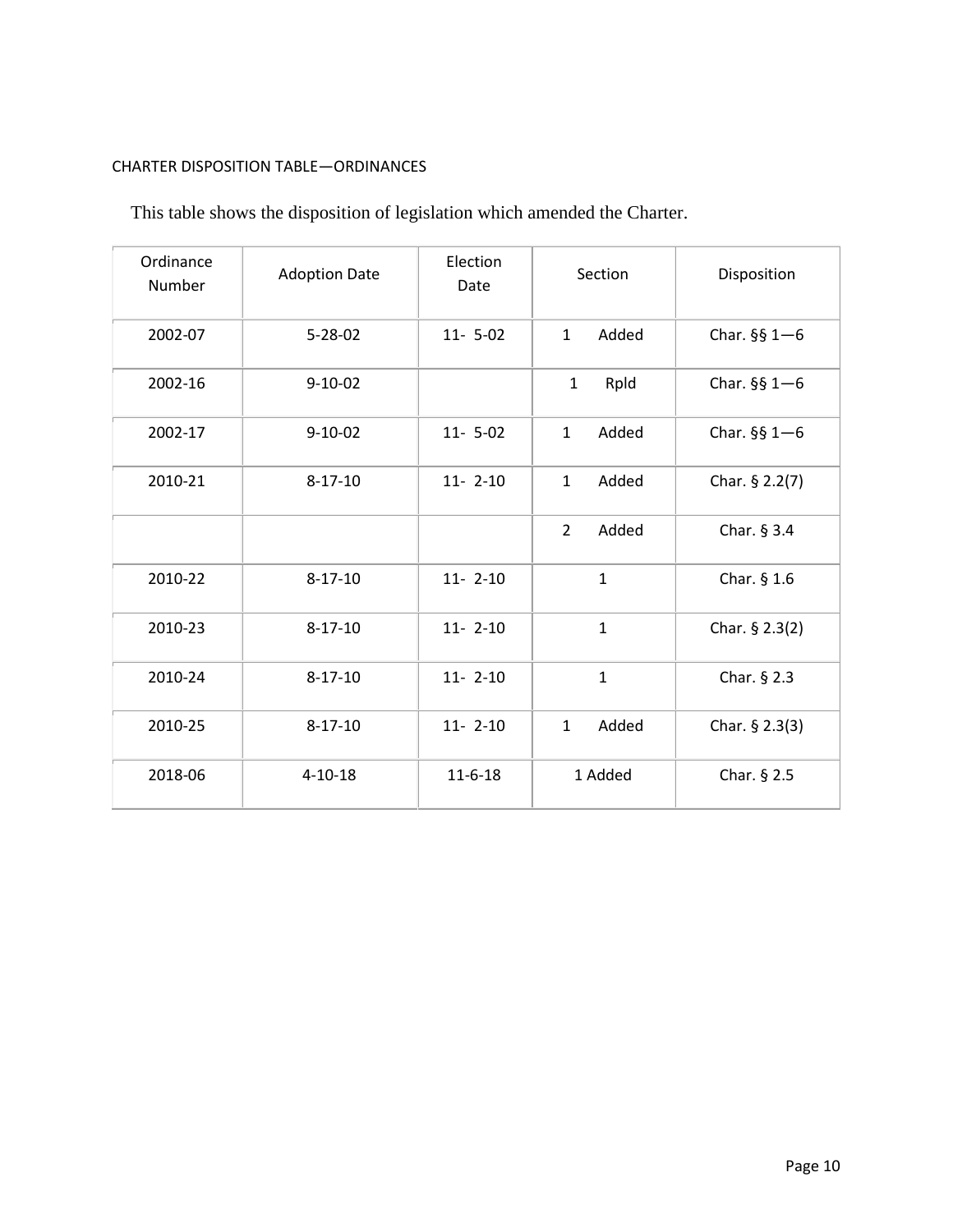CHARTER DISPOSITION TABLE—ORDINANCES

This table shows the disposition of legislation which amended the Charter.

| Ordinance Number | Adoption Date | Election Date | Section | Disposition |
|---|---|---|---|---|
| 2002-07 | 5-28-02 | 11- 5-02 | 1 Added | Char. §§ 1—6 |
| 2002-16 | 9-10-02 | | 1 Rpld | Char. §§ 1—6 |
| 2002-17 | 9-10-02 | 11- 5-02 | 1 Added | Char. §§ 1—6 |
| 2010-21 | 8-17-10 | 11- 2-10 | 1 Added | Char. § 2.2(7) |
| | | | 2 Added | Char. § 3.4 |
| 2010-22 | 8-17-10 | 11- 2-10 | 1 | Char. § 1.6 |
| 2010-23 | 8-17-10 | 11- 2-10 | 1 | Char. § 2.3(2) |
| 2010-24 | 8-17-10 | 11- 2-10 | 1 | Char. § 2.3 |
| 2010-25 | 8-17-10 | 11- 2-10 | 1 Added | Char. § 2.3(3) |
| 2018-06 | 4-10-18 | 11-6-18 | 1 Added | Char. § 2.5 |